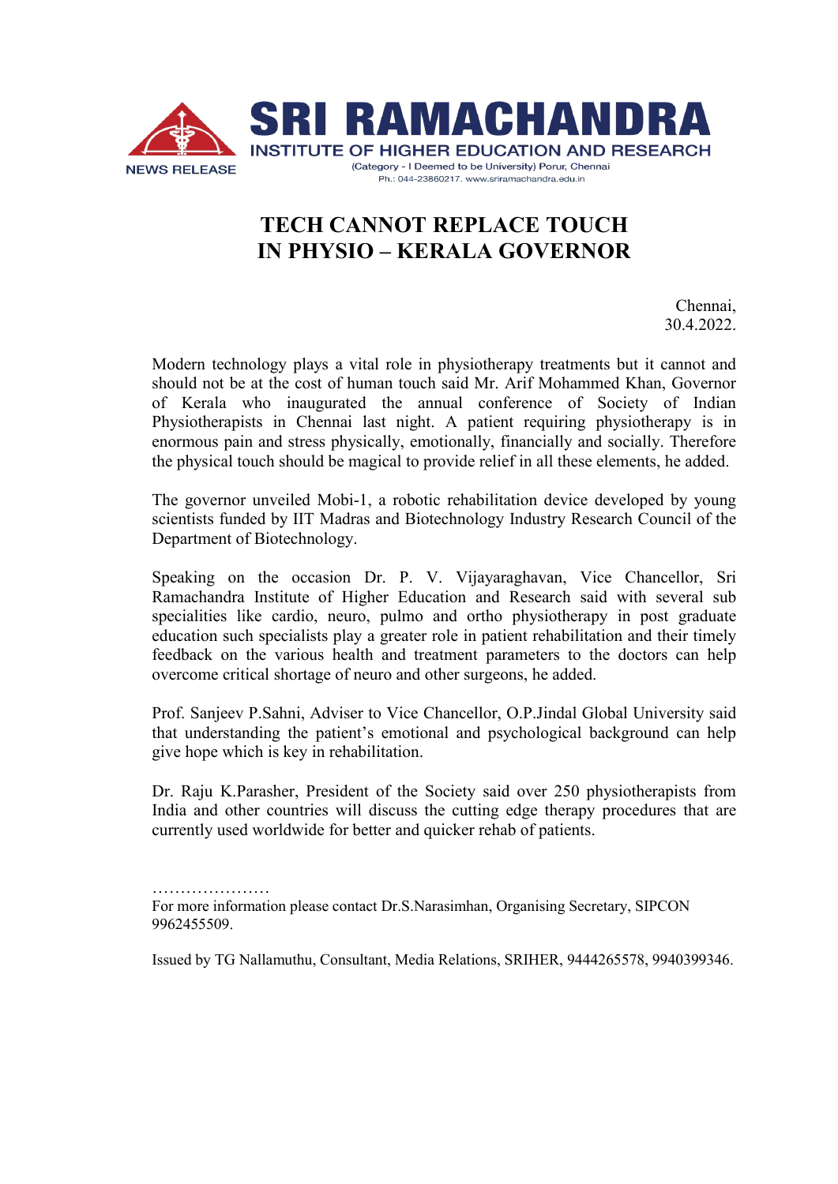SRI RAMACHANDRA
INSTITUTE OF HIGHER EDUCATION AND RESEARCH
(Category - I Deemed to be University) Porur, Chennai
Ph.: 044-23860217. www.sriramachandra.edu.in

NEWS RELEASE

# TECH CANNOT REPLACE TOUCH IN PHYSIO – KERALA GOVERNOR

Chennai,
30.4.2022.

Modern technology plays a vital role in physiotherapy treatments but it cannot and should not be at the cost of human touch said Mr. Arif Mohammed Khan, Governor of Kerala who inaugurated the annual conference of Society of Indian Physiotherapists in Chennai last night. A patient requiring physiotherapy is in enormous pain and stress physically, emotionally, financially and socially. Therefore the physical touch should be magical to provide relief in all these elements, he added.

The governor unveiled Mobi-1, a robotic rehabilitation device developed by young scientists funded by IIT Madras and Biotechnology Industry Research Council of the Department of Biotechnology.

Speaking on the occasion Dr. P. V. Vijayaraghavan, Vice Chancellor, Sri Ramachandra Institute of Higher Education and Research said with several sub specialities like cardio, neuro, pulmo and ortho physiotherapy in post graduate education such specialists play a greater role in patient rehabilitation and their timely feedback on the various health and treatment parameters to the doctors can help overcome critical shortage of neuro and other surgeons, he added.

Prof. Sanjeev P.Sahni, Adviser to Vice Chancellor, O.P.Jindal Global University said that understanding the patient's emotional and psychological background can help give hope which is key in rehabilitation.

Dr. Raju K.Parasher, President of the Society said over 250 physiotherapists from India and other countries will discuss the cutting edge therapy procedures that are currently used worldwide for better and quicker rehab of patients.

…………………

For more information please contact Dr.S.Narasimhan, Organising Secretary, SIPCON 9962455509.

Issued by TG Nallamuthu, Consultant, Media Relations, SRIHER, 9444265578, 9940399346.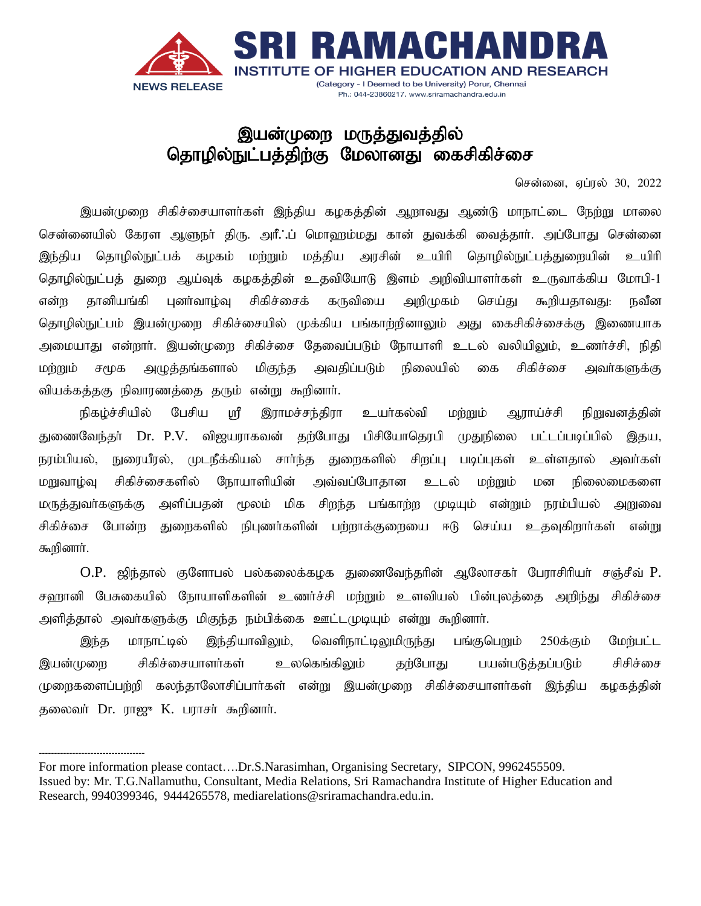SRI RAMACHANDRA
INSTITUTE OF HIGHER EDUCATION AND RESEARCH
(Category - I Deemed to be University) Porur, Chennai
Ph.: 044-23860217. www.sriramachandra.edu.in

NEWS RELEASE

# இயன்முறை மருத்துவத்தில் தொழில்நுட்பத்திற்கு மேலானது கைசிகிச்சை

சென்னை, ஏப்ரல் 30, 2022

இயன்முறை சிகிச்சையாளர்கள் இந்திய கழகத்தின் ஆறாவது ஆண்டு மாநாட்டை நேற்று மாலை சென்னையில் கேரள ஆளுநர் திரு. அரீ∴ப் மொஹம்மது கான் துவக்கி வைத்தார். அப்போது சென்னை இந்திய தொழில்நுட்பக் கழகம் மற்றும் மத்திய அரசின் உயிரி தொழில்நுட்பத்துறையின் உயிரி தொழில்நுட்பத் துறை ஆய்வுக் கழகத்தின் உதவியோடு இளம் அறிவியாளர்கள் உருவாக்கிய மோபி-1 என்ற தானியங்கி புனர்வாழ்வு சிகிச்சைக் கருவியை அறிமுகம் செய்து கூறியதாவது: நவீன தொழில்நுட்பம் இயன்முறை சிகிச்சையில் முக்கிய பங்காற்றினாலும் அது கைசிகிச்சைக்கு இணையாக அமையாது என்றார். இயன்முறை சிகிச்சை தேவைப்படும் நோயாளி உடல் வலியிலும், உணர்ச்சி, நிதி மற்றும் சமூக அழுத்தங்களால் மிகுந்த அவதிப்படும் நிலையில் கை சிகிச்சை அவர்களுக்கு வியக்கத்தகு நிவாரணத்தை தரும் என்று கூறினார்.

நிகழ்ச்சியில் பேசிய ஸ்ரீ இராமச்சந்திரா உயர்கல்வி மற்றும் ஆராய்ச்சி நிறுவனத்தின் துணைவேந்தர் Dr. P.V. விஜயராகவன் தற்போது பிசியோதெரபி முதுநிலை பட்டப்படிப்பில் இதய, நரம்பியல், நுரையீரல், முடநீக்கியல் சார்ந்த துறைகளில் சிறப்பு படிப்புகள் உள்ளதால் அவர்கள் மறுவாழ்வு சிகிச்சைகளில் நோயாளியின் அவ்வப்போதான உடல் மற்றும் மன நிலைமைகளை மருத்துவர்களுக்கு அளிப்பதன் மூலம் மிக சிறந்த பங்காற்ற முடியும் என்றும் நரம்பியல் அறுவை சிகிச்சை போன்ற துறைகளில் நிபுணர்களின் பற்றாக்குறையை ஈடு செய்ய உதவுகிறார்கள் என்று கூறினார்.

O.P. ஜிந்தால் குளோபல் பல்கலைக்கழக துணைவேந்தரின் ஆலோசகர் பேராசிரியர் சஞ்சீவ் P. சஹானி பேசுகையில் நோயாளிகளின் உணர்ச்சி மற்றும் உளவியல் பின்புலத்தை அறிந்து சிகிச்சை அளித்தால் அவர்களுக்கு மிகுந்த நம்பிக்கை ஊட்டமுடியும் என்று கூறினார்.

இந்த மாநாட்டில் இந்தியாவிலும், வெளிநாட்டிலுமிருந்து பங்குபெறும் 250க்கும் மேற்பட்ட இயன்முறை சிகிச்சையாளர்கள் உலகெங்கிலும் தற்போது பயன்படுத்தப்படும் சிசிச்சை முறைகளைப்பற்றி கலந்தாலோசிப்பார்கள் என்று இயன்முறை சிகிச்சையாளர்கள் இந்திய கழகத்தின் தலைவர் Dr. ராஜு K. பராசர் கூறினார்.

---

For more information please contact….Dr.S.Narasimhan, Organising Secretary, SIPCON, 9962455509.
Issued by: Mr. T.G.Nallamuthu, Consultant, Media Relations, Sri Ramachandra Institute of Higher Education and Research, 9940399346, 9444265578, mediarelations@sriramachandra.edu.in.